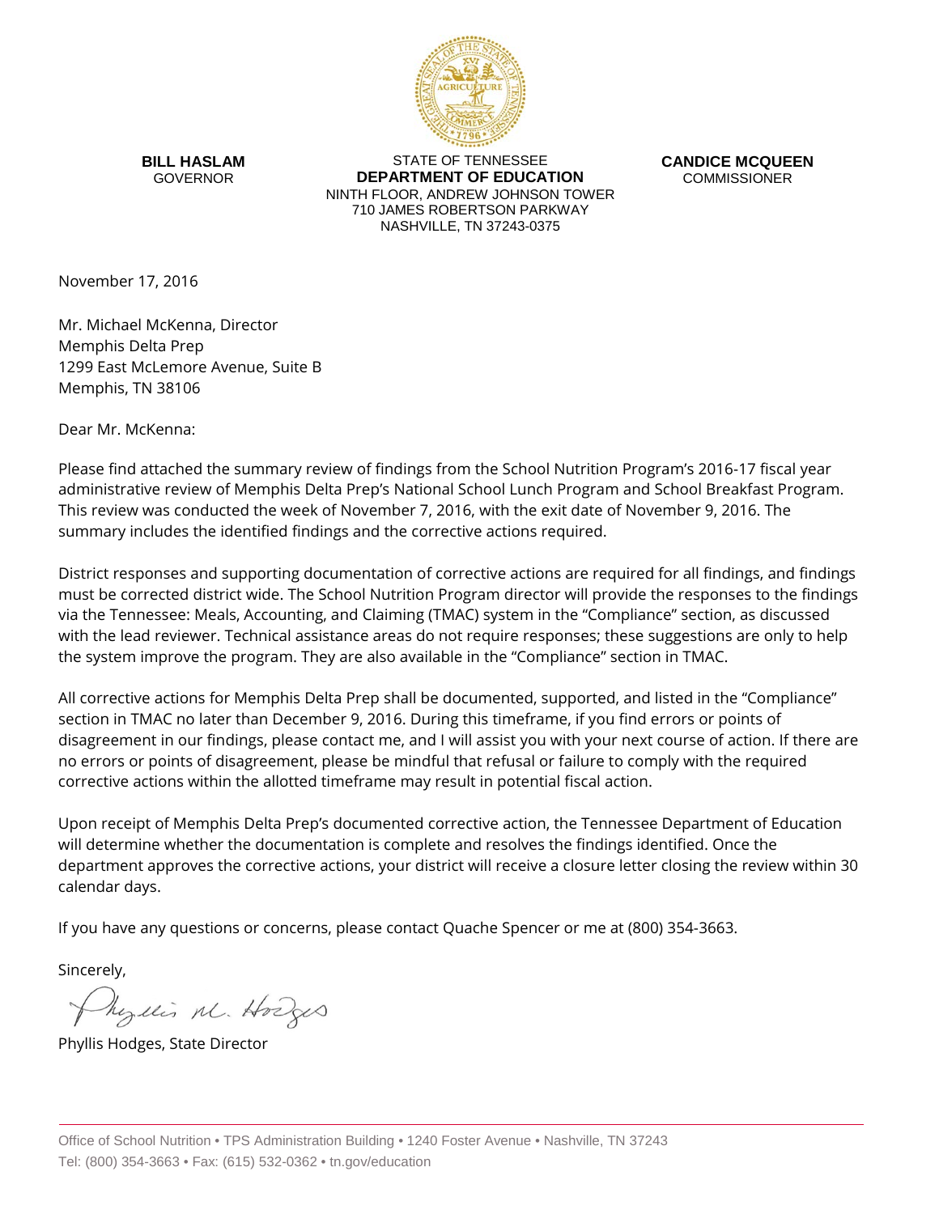**BILL HASLAM**
GOVERNOR

STATE OF TENNESSEE
**DEPARTMENT OF EDUCATION**
NINTH FLOOR, ANDREW JOHNSON TOWER
710 JAMES ROBERTSON PARKWAY
NASHVILLE, TN 37243-0375

**CANDICE MCQUEEN**
COMMISSIONER

November 17, 2016

Mr. Michael McKenna, Director
Memphis Delta Prep
1299 East McLemore Avenue, Suite B
Memphis, TN 38106

Dear Mr. McKenna:

Please find attached the summary review of findings from the School Nutrition Program's 2016-17 fiscal year administrative review of Memphis Delta Prep's National School Lunch Program and School Breakfast Program. This review was conducted the week of November 7, 2016, with the exit date of November 9, 2016. The summary includes the identified findings and the corrective actions required.

District responses and supporting documentation of corrective actions are required for all findings, and findings must be corrected district wide. The School Nutrition Program director will provide the responses to the findings via the Tennessee: Meals, Accounting, and Claiming (TMAC) system in the "Compliance" section, as discussed with the lead reviewer. Technical assistance areas do not require responses; these suggestions are only to help the system improve the program. They are also available in the "Compliance" section in TMAC.

All corrective actions for Memphis Delta Prep shall be documented, supported, and listed in the "Compliance" section in TMAC no later than December 9, 2016. During this timeframe, if you find errors or points of disagreement in our findings, please contact me, and I will assist you with your next course of action. If there are no errors or points of disagreement, please be mindful that refusal or failure to comply with the required corrective actions within the allotted timeframe may result in potential fiscal action.

Upon receipt of Memphis Delta Prep's documented corrective action, the Tennessee Department of Education will determine whether the documentation is complete and resolves the findings identified. Once the department approves the corrective actions, your district will receive a closure letter closing the review within 30 calendar days.

If you have any questions or concerns, please contact Quache Spencer or me at (800) 354-3663.

Sincerely,

Phyllis M. Hodges

Phyllis Hodges, State Director

Office of School Nutrition • TPS Administration Building • 1240 Foster Avenue • Nashville, TN 37243
Tel: (800) 354-3663 • Fax: (615) 532-0362 • tn.gov/education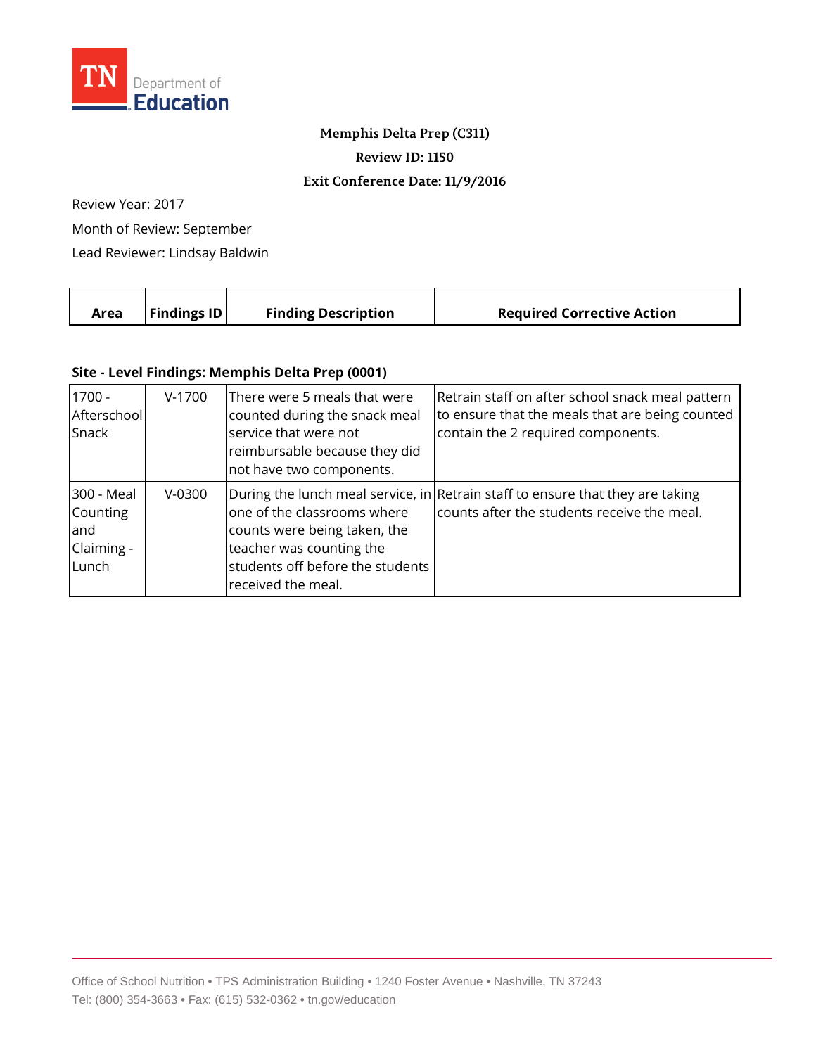TN Department of Education

**Memphis Delta Prep (C311)**

**Review ID: 1150**

**Exit Conference Date: 11/9/2016**

Review Year: 2017

Month of Review: September

Lead Reviewer: Lindsay Baldwin

| Area | Findings ID | Finding Description | Required Corrective Action |
|---|---|---|---|
| **Site - Level Findings: Memphis Delta Prep (0001)** | | | |
| 1700 - Afterschool Snack | V-1700 | There were 5 meals that were counted during the snack meal service that were not reimbursable because they did not have two components. | Retrain staff on after school snack meal pattern to ensure that the meals that are being counted contain the 2 required components. |
| 300 - Meal Counting and Claiming - Lunch | V-0300 | During the lunch meal service, in one of the classrooms where counts were being taken, the teacher was counting the students off before the students received the meal. | Retrain staff to ensure that they are taking counts after the students receive the meal. |

Office of School Nutrition • TPS Administration Building • 1240 Foster Avenue • Nashville, TN 37243
Tel: (800) 354-3663 • Fax: (615) 532-0362 • tn.gov/education